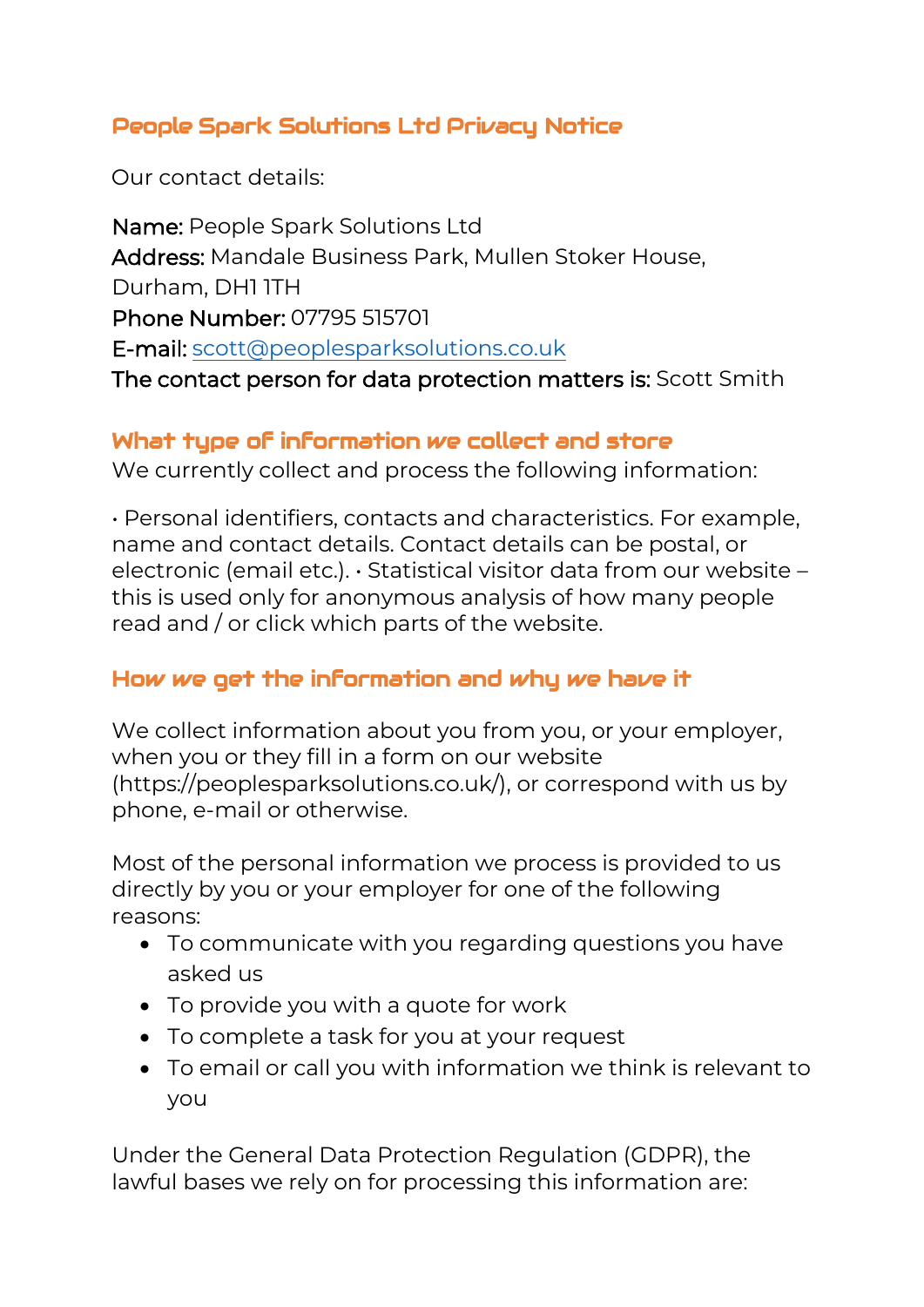# People Spark Solutions Ltd Privacy Notice

Our contact details:

**Name:** People Spark Solutions Ltd
**Address:** Mandale Business Park, Mullen Stoker House, Durham, DH1 1TH
**Phone Number:** 07795 515701
**E-mail:** scott@peoplesparksolutions.co.uk
**The contact person for data protection matters is:** Scott Smith

## What type of information we collect and store

We currently collect and process the following information:

• Personal identifiers, contacts and characteristics. For example, name and contact details. Contact details can be postal, or electronic (email etc.). • Statistical visitor data from our website – this is used only for anonymous analysis of how many people read and / or click which parts of the website.

## How we get the information and why we have it

We collect information about you from you, or your employer, when you or they fill in a form on our website (https://peoplesparksolutions.co.uk/), or correspond with us by phone, e-mail or otherwise.

Most of the personal information we process is provided to us directly by you or your employer for one of the following reasons:

- To communicate with you regarding questions you have asked us
- To provide you with a quote for work
- To complete a task for you at your request
- To email or call you with information we think is relevant to you

Under the General Data Protection Regulation (GDPR), the lawful bases we rely on for processing this information are: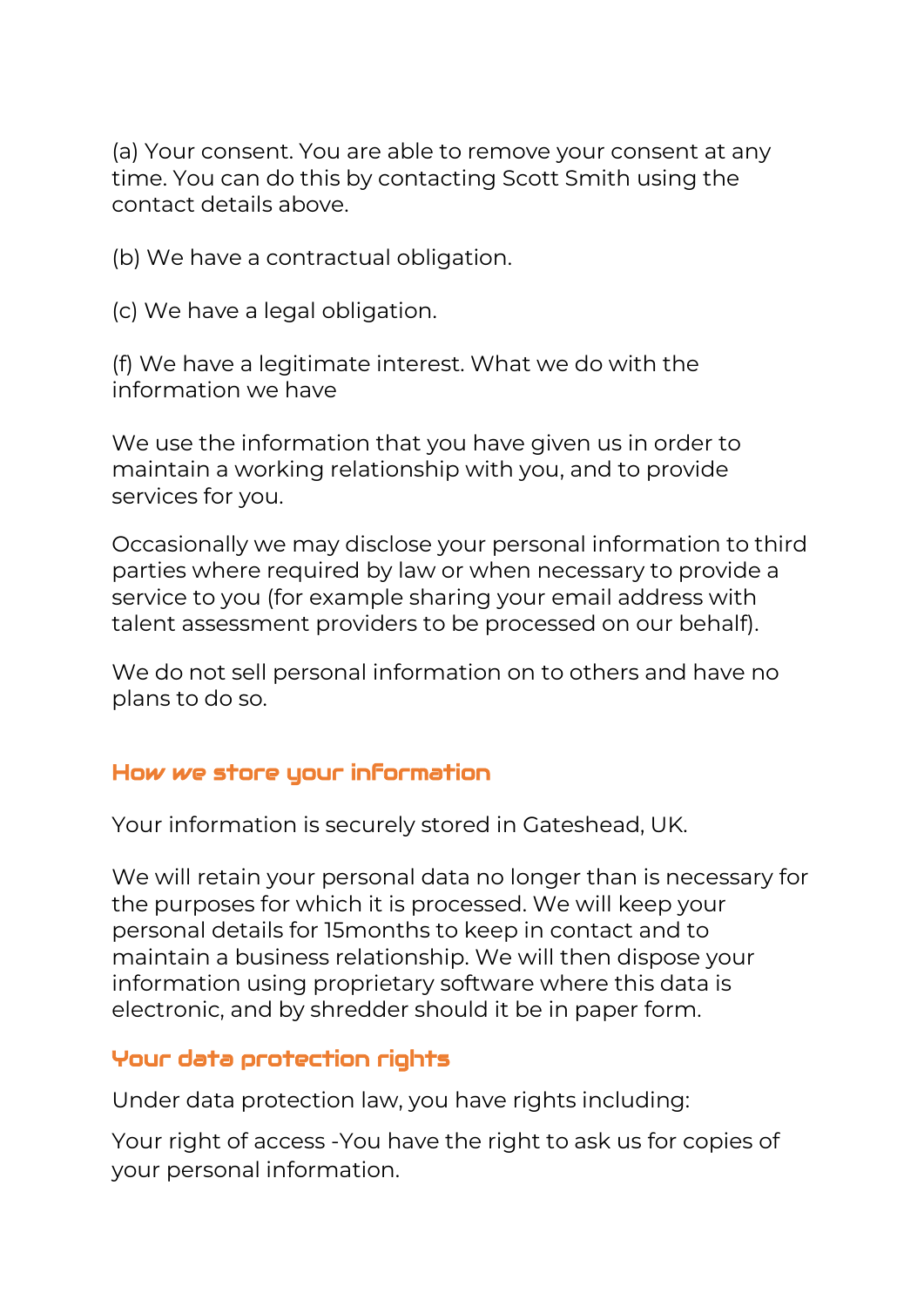(a) Your consent. You are able to remove your consent at any time. You can do this by contacting Scott Smith using the contact details above.

(b) We have a contractual obligation.

(c) We have a legal obligation.

(f) We have a legitimate interest. What we do with the information we have

We use the information that you have given us in order to maintain a working relationship with you, and to provide services for you.

Occasionally we may disclose your personal information to third parties where required by law or when necessary to provide a service to you (for example sharing your email address with talent assessment providers to be processed on our behalf).

We do not sell personal information on to others and have no plans to do so.

## How we store your information

Your information is securely stored in Gateshead, UK.

We will retain your personal data no longer than is necessary for the purposes for which it is processed. We will keep your personal details for 15months to keep in contact and to maintain a business relationship. We will then dispose your information using proprietary software where this data is electronic, and by shredder should it be in paper form.

## Your data protection rights

Under data protection law, you have rights including:

Your right of access -You have the right to ask us for copies of your personal information.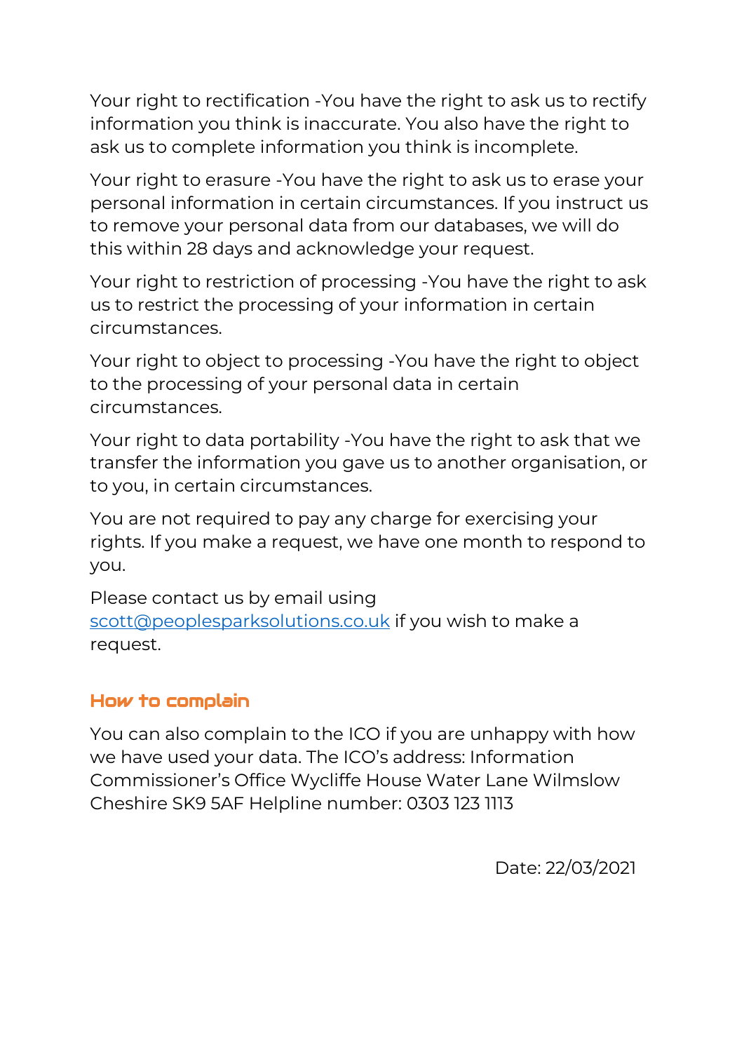Your right to rectification -You have the right to ask us to rectify information you think is inaccurate. You also have the right to ask us to complete information you think is incomplete.

Your right to erasure -You have the right to ask us to erase your personal information in certain circumstances. If you instruct us to remove your personal data from our databases, we will do this within 28 days and acknowledge your request.

Your right to restriction of processing -You have the right to ask us to restrict the processing of your information in certain circumstances.

Your right to object to processing -You have the right to object to the processing of your personal data in certain circumstances.

Your right to data portability -You have the right to ask that we transfer the information you gave us to another organisation, or to you, in certain circumstances.

You are not required to pay any charge for exercising your rights. If you make a request, we have one month to respond to you.

Please contact us by email using scott@peoplesparksolutions.co.uk if you wish to make a request.

## How to complain

You can also complain to the ICO if you are unhappy with how we have used your data. The ICO's address: Information Commissioner's Office Wycliffe House Water Lane Wilmslow Cheshire SK9 5AF Helpline number: 0303 123 1113

Date: 22/03/2021